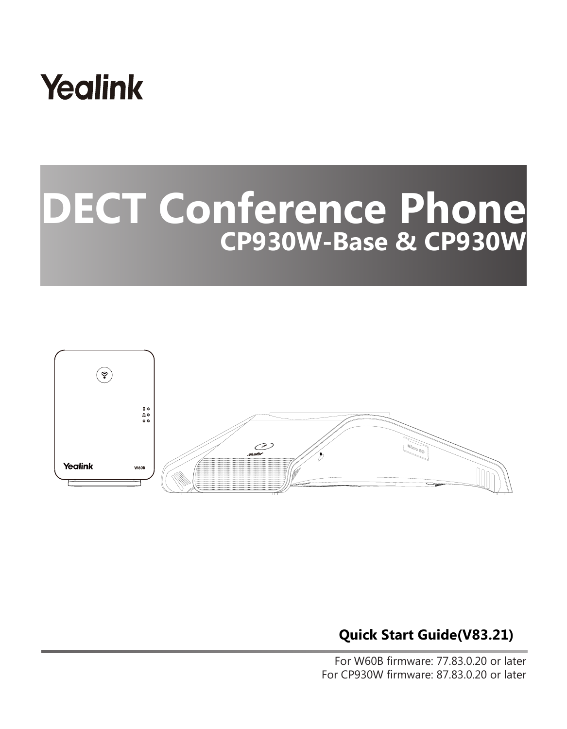Yealink

# DECT Conference Phone

## CP930W-Base & CP930W

**Quick Start Guide(V83.21)**

For W60B firmware: 77.83.0.20 or later

For CP930W firmware: 87.83.0.20 or later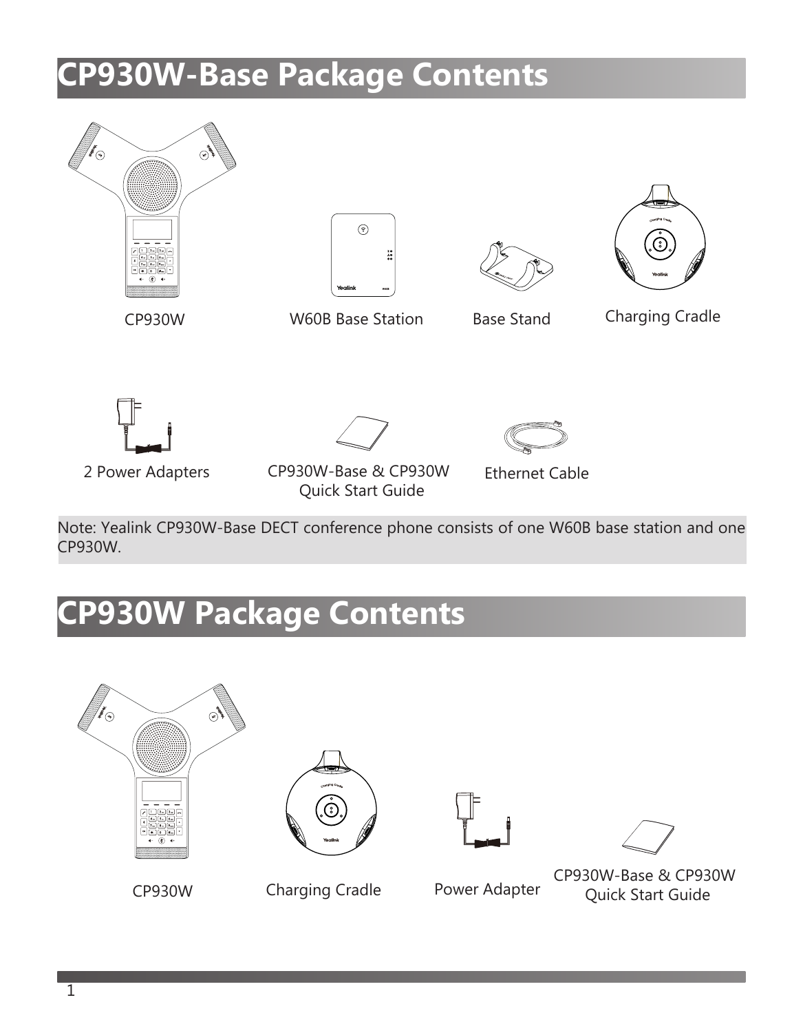# CP930W-Base Package Contents

CP930W

W60B Base Station

Base Stand

Charging Cradle

2 Power Adapters

CP930W-Base & CP930W Quick Start Guide

Ethernet Cable

Note: Yealink CP930W-Base DECT conference phone consists of one W60B base station and one CP930W.

# CP930W Package Contents

CP930W

Charging Cradle

Power Adapter

CP930W-Base & CP930W Quick Start Guide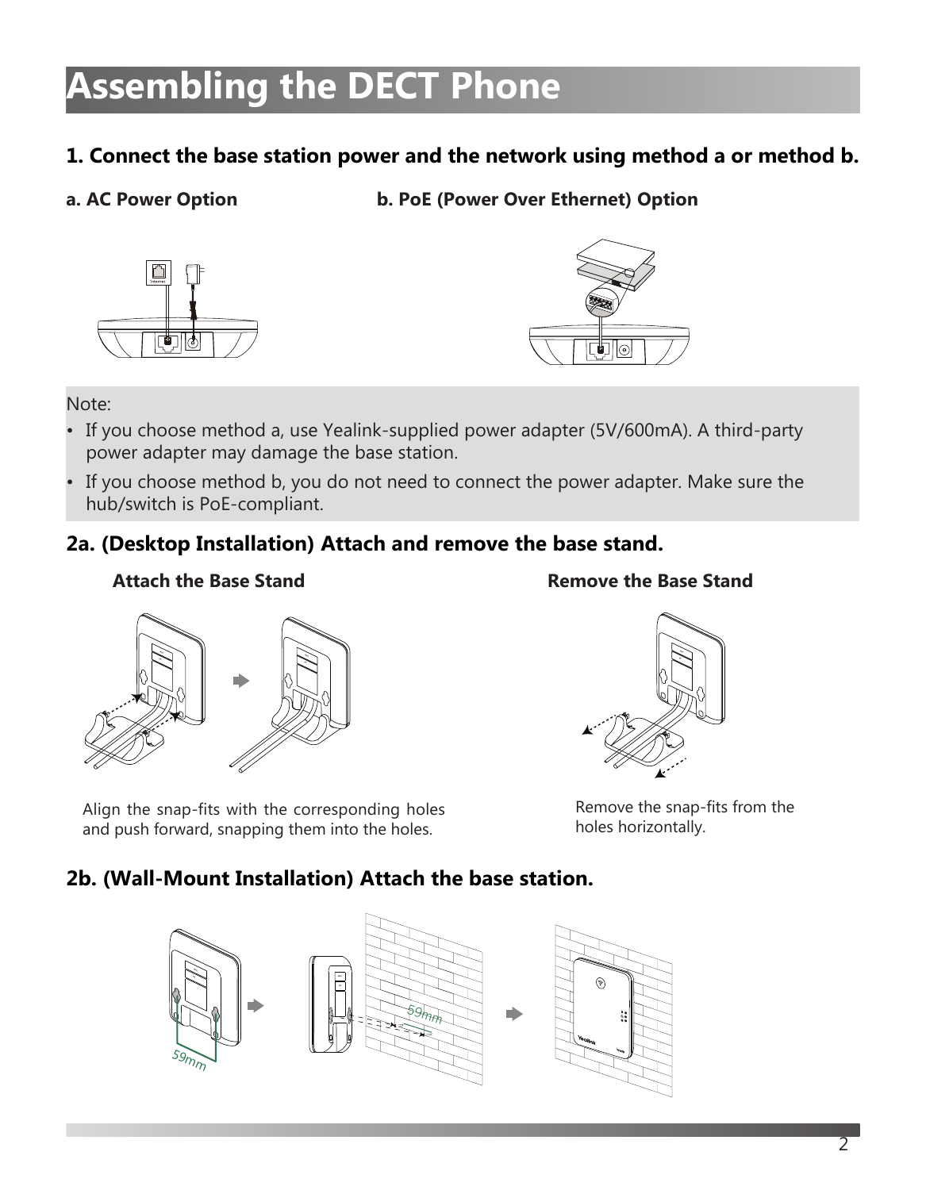# Assembling the DECT Phone

## 1. Connect the base station power and the network using method a or method b.

**a. AC Power Option**

**b. PoE (Power Over Ethernet) Option**

Note:

- If you choose method a, use Yealink-supplied power adapter (5V/600mA). A third-party power adapter may damage the base station.
- If you choose method b, you do not need to connect the power adapter. Make sure the hub/switch is PoE-compliant.

## 2a. (Desktop Installation) Attach and remove the base stand.

**Attach the Base Stand**

Align the snap-fits with the corresponding holes and push forward, snapping them into the holes.

**Remove the Base Stand**

Remove the snap-fits from the holes horizontally.

## 2b. (Wall-Mount Installation) Attach the base station.

59mm

59mm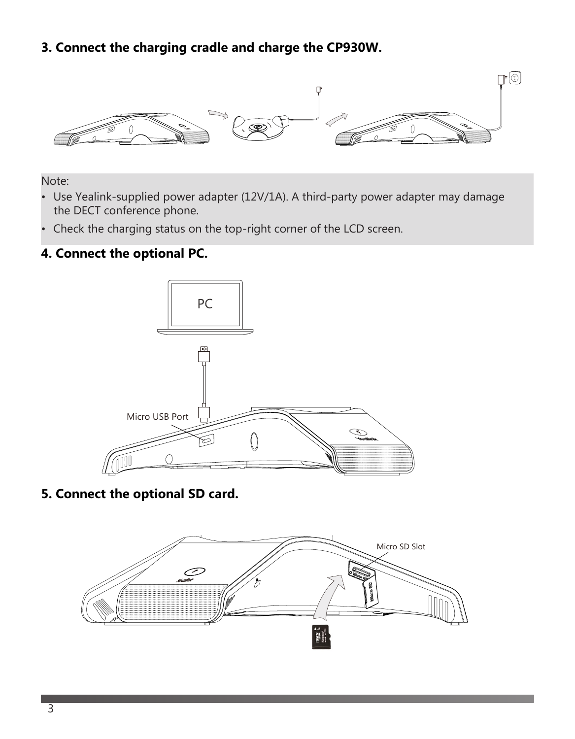## 3. Connect the charging cradle and charge the CP930W.

Note:

- Use Yealink-supplied power adapter (12V/1A). A third-party power adapter may damage the DECT conference phone.
- Check the charging status on the top-right corner of the LCD screen.

## 4. Connect the optional PC.

PC

Micro USB Port

## 5. Connect the optional SD card.

Micro SD Slot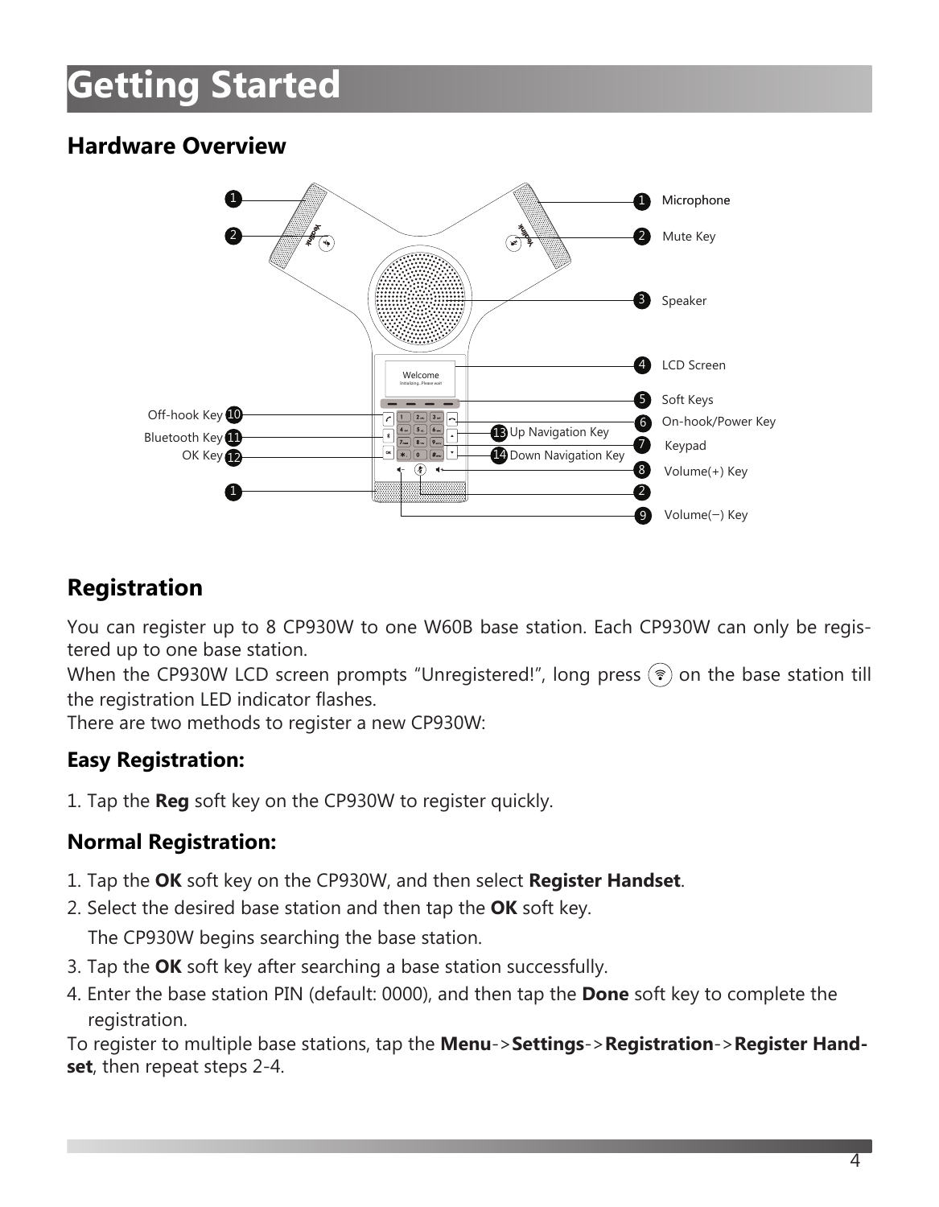# Getting Started

## Hardware Overview

1 Microphone
2 Mute Key
3 Speaker
4 LCD Screen
5 Soft Keys
6 On-hook/Power Key
7 Keypad
8 Volume(+) Key
9 Volume(−) Key
10 Off-hook Key
11 Bluetooth Key
12 OK Key
13 Up Navigation Key
14 Down Navigation Key

## Registration

You can register up to 8 CP930W to one W60B base station. Each CP930W can only be registered up to one base station.

When the CP930W LCD screen prompts "Unregistered!", long press on the base station till the registration LED indicator flashes.

There are two methods to register a new CP930W:

### Easy Registration:

1. Tap the **Reg** soft key on the CP930W to register quickly.

### Normal Registration:

1. Tap the **OK** soft key on the CP930W, and then select **Register Handset**.
2. Select the desired base station and then tap the **OK** soft key.

   The CP930W begins searching the base station.
3. Tap the **OK** soft key after searching a base station successfully.
4. Enter the base station PIN (default: 0000), and then tap the **Done** soft key to complete the registration.

To register to multiple base stations, tap the **Menu**->**Settings**->**Registration**->**Register Handset**, then repeat steps 2-4.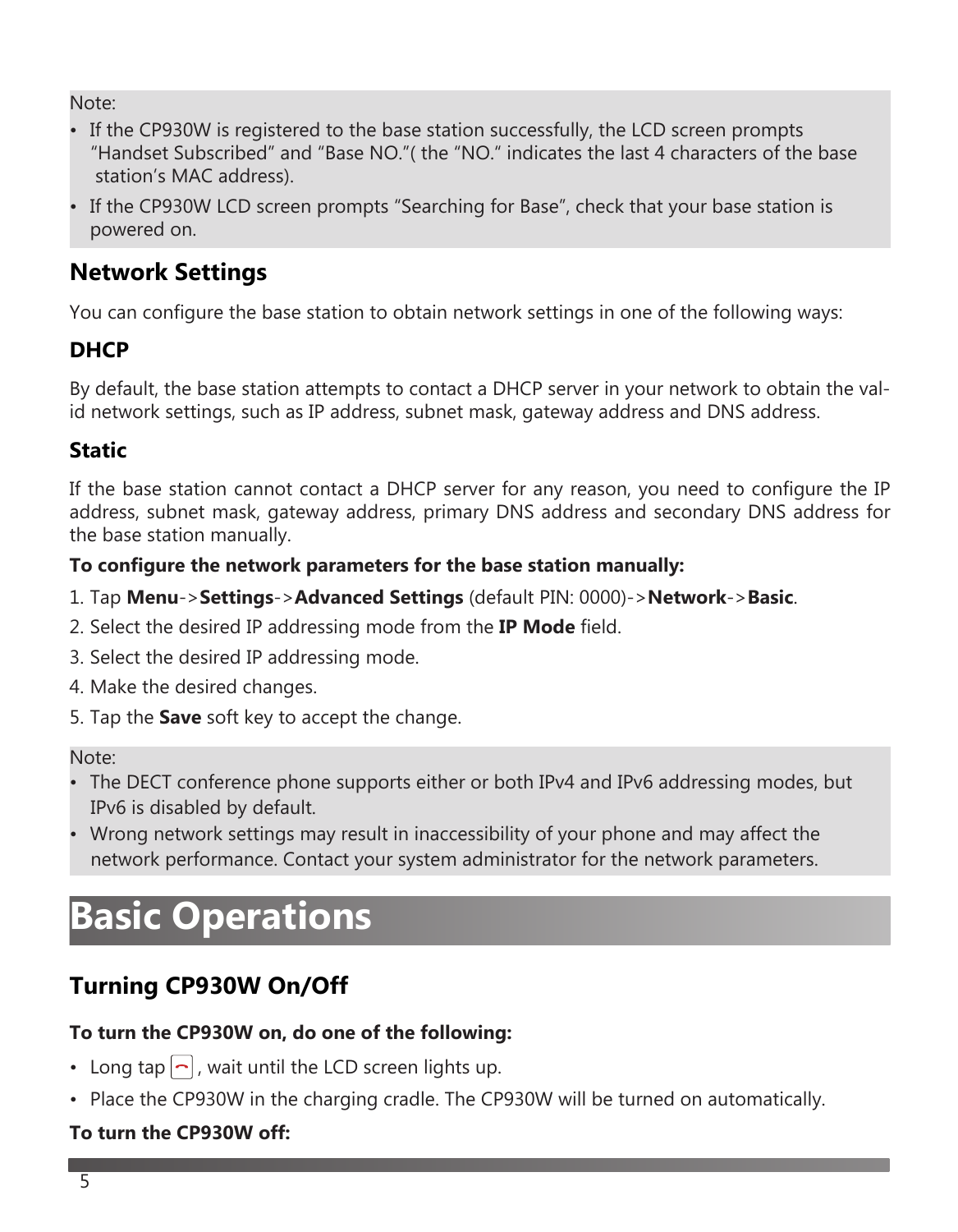Note:

- If the CP930W is registered to the base station successfully, the LCD screen prompts "Handset Subscribed" and "Base NO."( the "NO." indicates the last 4 characters of the base station's MAC address).
- If the CP930W LCD screen prompts "Searching for Base", check that your base station is powered on.

## Network Settings

You can configure the base station to obtain network settings in one of the following ways:

### DHCP

By default, the base station attempts to contact a DHCP server in your network to obtain the valid network settings, such as IP address, subnet mask, gateway address and DNS address.

### Static

If the base station cannot contact a DHCP server for any reason, you need to configure the IP address, subnet mask, gateway address, primary DNS address and secondary DNS address for the base station manually.

**To configure the network parameters for the base station manually:**

1. Tap **Menu**->**Settings**->**Advanced Settings** (default PIN: 0000)->**Network**->**Basic**.
2. Select the desired IP addressing mode from the **IP Mode** field.
3. Select the desired IP addressing mode.
4. Make the desired changes.
5. Tap the **Save** soft key to accept the change.

Note:

- The DECT conference phone supports either or both IPv4 and IPv6 addressing modes, but IPv6 is disabled by default.
- Wrong network settings may result in inaccessibility of your phone and may affect the network performance. Contact your system administrator for the network parameters.

# Basic Operations

## Turning CP930W On/Off

**To turn the CP930W on, do one of the following:**

- Long tap , wait until the LCD screen lights up.
- Place the CP930W in the charging cradle. The CP930W will be turned on automatically.

**To turn the CP930W off:**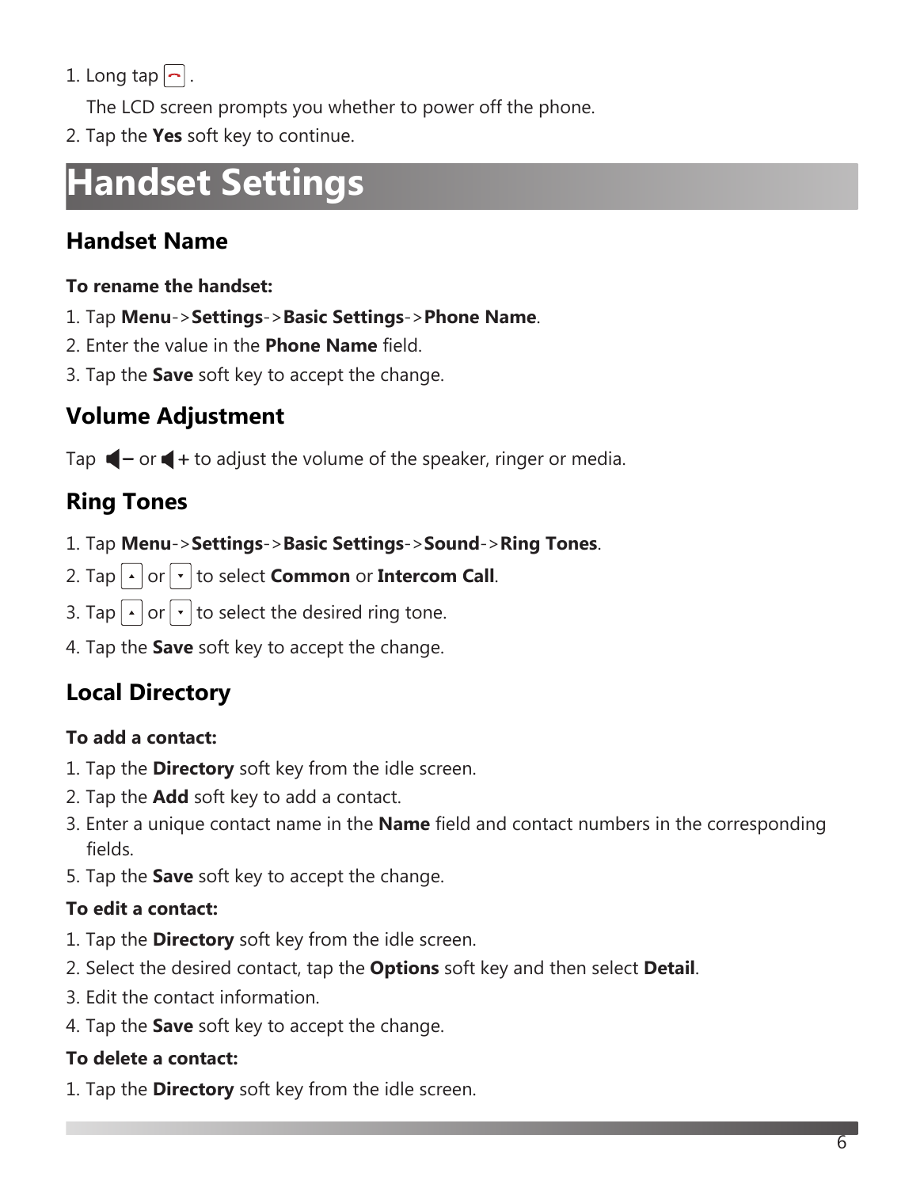1. Long tap .

   The LCD screen prompts you whether to power off the phone.

2. Tap the **Yes** soft key to continue.

# Handset Settings

## Handset Name

**To rename the handset:**

1. Tap **Menu**->**Settings**->**Basic Settings**->**Phone Name**.
2. Enter the value in the **Phone Name** field.
3. Tap the **Save** soft key to accept the change.

## Volume Adjustment

Tap – or + to adjust the volume of the speaker, ringer or media.

## Ring Tones

1. Tap **Menu**->**Settings**->**Basic Settings**->**Sound**->**Ring Tones**.
2. Tap or to select **Common** or **Intercom Call**.
3. Tap or to select the desired ring tone.
4. Tap the **Save** soft key to accept the change.

## Local Directory

**To add a contact:**

1. Tap the **Directory** soft key from the idle screen.
2. Tap the **Add** soft key to add a contact.
3. Enter a unique contact name in the **Name** field and contact numbers in the corresponding fields.
5. Tap the **Save** soft key to accept the change.

**To edit a contact:**

1. Tap the **Directory** soft key from the idle screen.
2. Select the desired contact, tap the **Options** soft key and then select **Detail**.
3. Edit the contact information.
4. Tap the **Save** soft key to accept the change.

**To delete a contact:**

1. Tap the **Directory** soft key from the idle screen.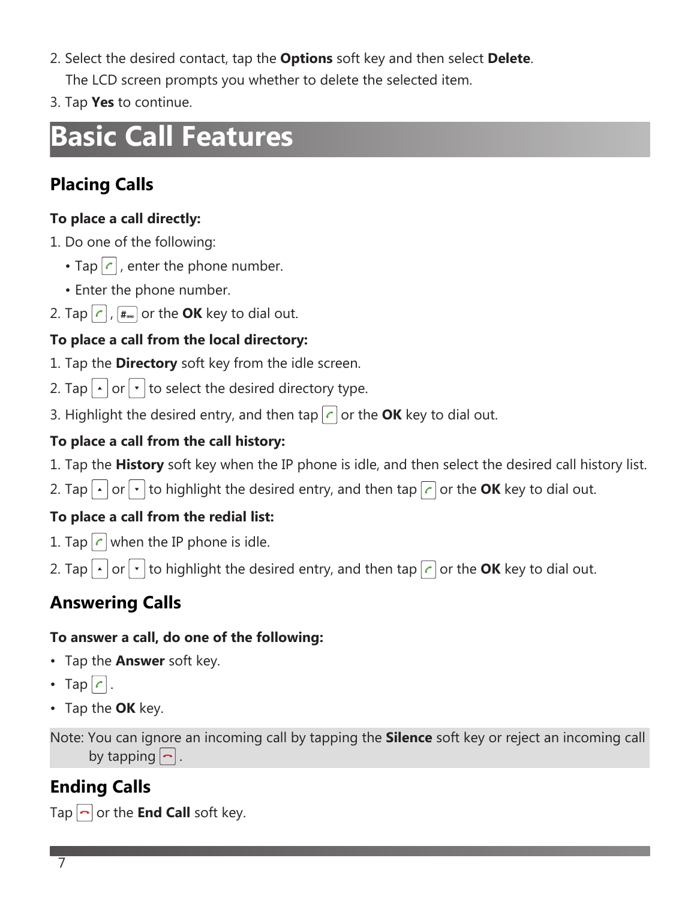2. Select the desired contact, tap the **Options** soft key and then select **Delete**.

   The LCD screen prompts you whether to delete the selected item.

3. Tap **Yes** to continue.

# Basic Call Features

## Placing Calls

**To place a call directly:**

1. Do one of the following:
   - Tap , enter the phone number.
   - Enter the phone number.
2. Tap , or the **OK** key to dial out.

**To place a call from the local directory:**

1. Tap the **Directory** soft key from the idle screen.
2. Tap or to select the desired directory type.
3. Highlight the desired entry, and then tap or the **OK** key to dial out.

**To place a call from the call history:**

1. Tap the **History** soft key when the IP phone is idle, and then select the desired call history list.
2. Tap or to highlight the desired entry, and then tap or the **OK** key to dial out.

**To place a call from the redial list:**

1. Tap when the IP phone is idle.
2. Tap or to highlight the desired entry, and then tap or the **OK** key to dial out.

## Answering Calls

**To answer a call, do one of the following:**

- Tap the **Answer** soft key.
- Tap .
- Tap the **OK** key.

Note: You can ignore an incoming call by tapping the **Silence** soft key or reject an incoming call by tapping .

## Ending Calls

Tap or the **End Call** soft key.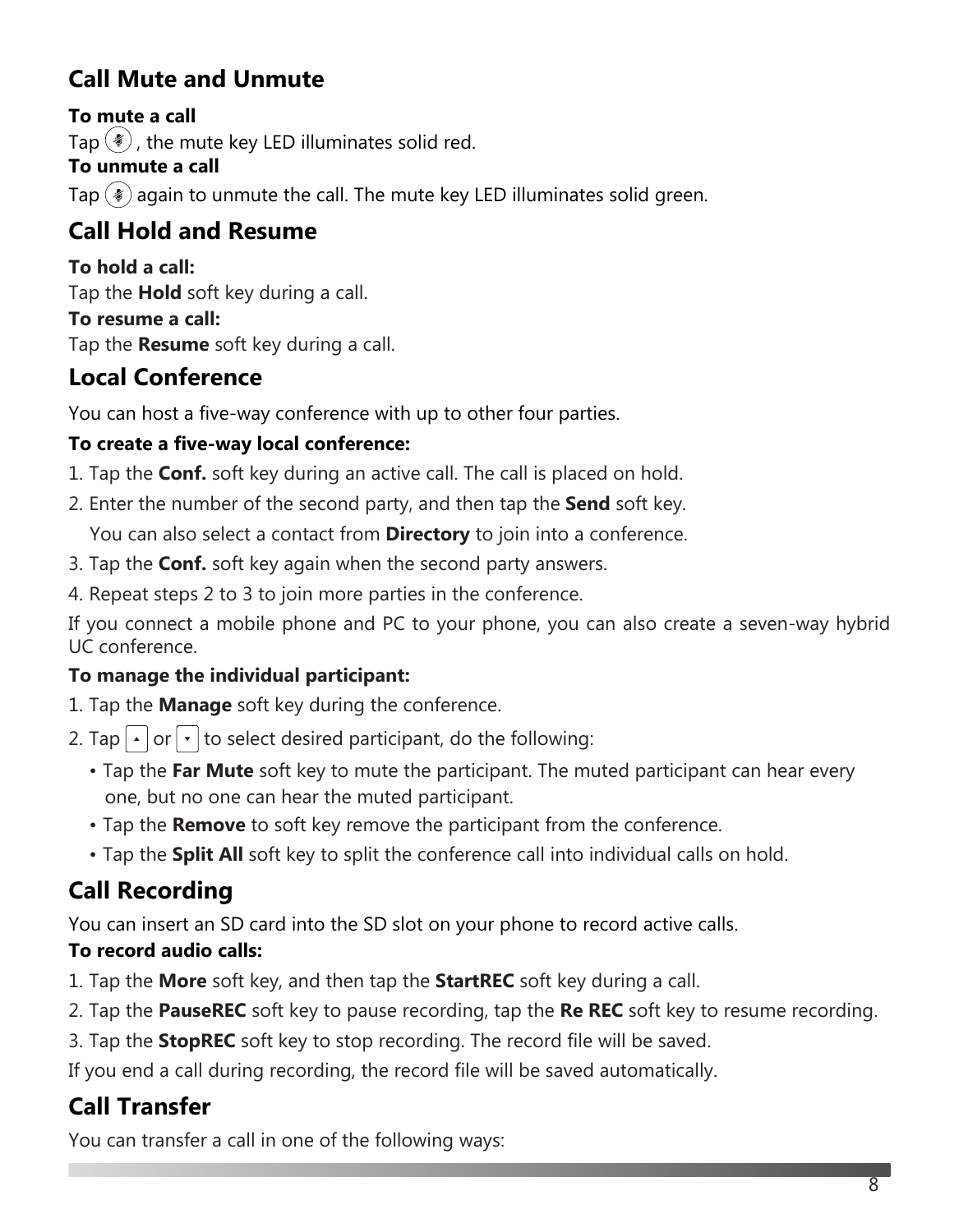## Call Mute and Unmute

**To mute a call**

Tap 🎙, the mute key LED illuminates solid red.

**To unmute a call**

Tap 🎙 again to unmute the call. The mute key LED illuminates solid green.

## Call Hold and Resume

**To hold a call:**

Tap the **Hold** soft key during a call.

**To resume a call:**

Tap the **Resume** soft key during a call.

## Local Conference

You can host a five-way conference with up to other four parties.

**To create a five-way local conference:**

1. Tap the **Conf.** soft key during an active call. The call is placed on hold.
2. Enter the number of the second party, and then tap the **Send** soft key.
   You can also select a contact from **Directory** to join into a conference.
3. Tap the **Conf.** soft key again when the second party answers.
4. Repeat steps 2 to 3 to join more parties in the conference.

If you connect a mobile phone and PC to your phone, you can also create a seven-way hybrid UC conference.

**To manage the individual participant:**

1. Tap the **Manage** soft key during the conference.
2. Tap ▴ or ▾ to select desired participant, do the following:
   - Tap the **Far Mute** soft key to mute the participant. The muted participant can hear every one, but no one can hear the muted participant.
   - Tap the **Remove** to soft key remove the participant from the conference.
   - Tap the **Split All** soft key to split the conference call into individual calls on hold.

## Call Recording

You can insert an SD card into the SD slot on your phone to record active calls.

**To record audio calls:**

1. Tap the **More** soft key, and then tap the **StartREC** soft key during a call.
2. Tap the **PauseREC** soft key to pause recording, tap the **Re REC** soft key to resume recording.
3. Tap the **StopREC** soft key to stop recording. The record file will be saved.

If you end a call during recording, the record file will be saved automatically.

## Call Transfer

You can transfer a call in one of the following ways: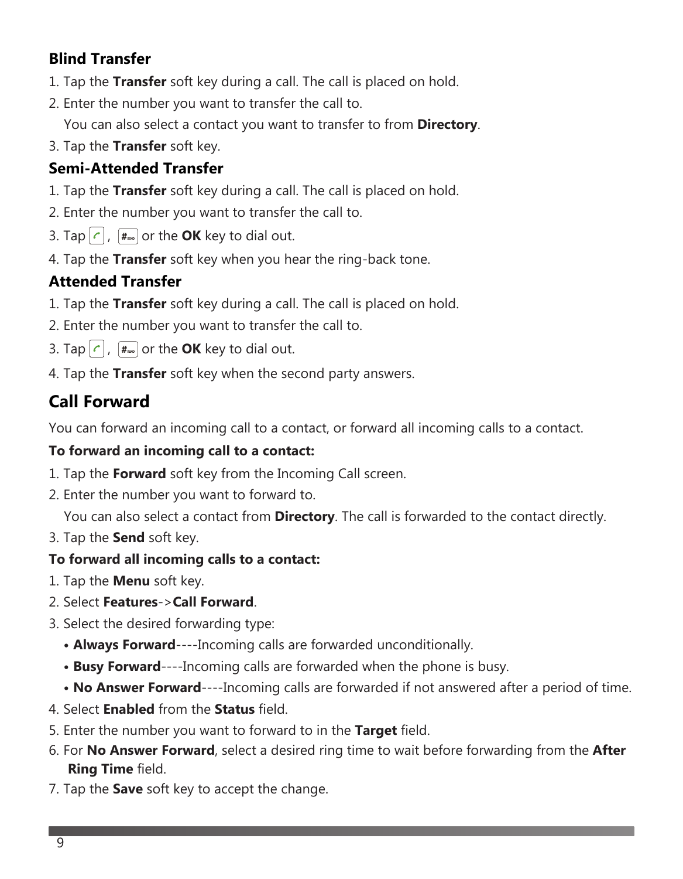### Blind Transfer

1. Tap the **Transfer** soft key during a call. The call is placed on hold.
2. Enter the number you want to transfer the call to.
   You can also select a contact you want to transfer to from **Directory**.
3. Tap the **Transfer** soft key.

### Semi-Attended Transfer

1. Tap the **Transfer** soft key during a call. The call is placed on hold.
2. Enter the number you want to transfer the call to.
3. Tap , or the **OK** key to dial out.
4. Tap the **Transfer** soft key when you hear the ring-back tone.

### Attended Transfer

1. Tap the **Transfer** soft key during a call. The call is placed on hold.
2. Enter the number you want to transfer the call to.
3. Tap , or the **OK** key to dial out.
4. Tap the **Transfer** soft key when the second party answers.

## Call Forward

You can forward an incoming call to a contact, or forward all incoming calls to a contact.

**To forward an incoming call to a contact:**

1. Tap the **Forward** soft key from the Incoming Call screen.
2. Enter the number you want to forward to.
   You can also select a contact from **Directory**. The call is forwarded to the contact directly.
3. Tap the **Send** soft key.

**To forward all incoming calls to a contact:**

1. Tap the **Menu** soft key.
2. Select **Features**->**Call Forward**.
3. Select the desired forwarding type:
   - **Always Forward**----Incoming calls are forwarded unconditionally.
   - **Busy Forward**----Incoming calls are forwarded when the phone is busy.
   - **No Answer Forward**----Incoming calls are forwarded if not answered after a period of time.
4. Select **Enabled** from the **Status** field.
5. Enter the number you want to forward to in the **Target** field.
6. For **No Answer Forward**, select a desired ring time to wait before forwarding from the **After Ring Time** field.
7. Tap the **Save** soft key to accept the change.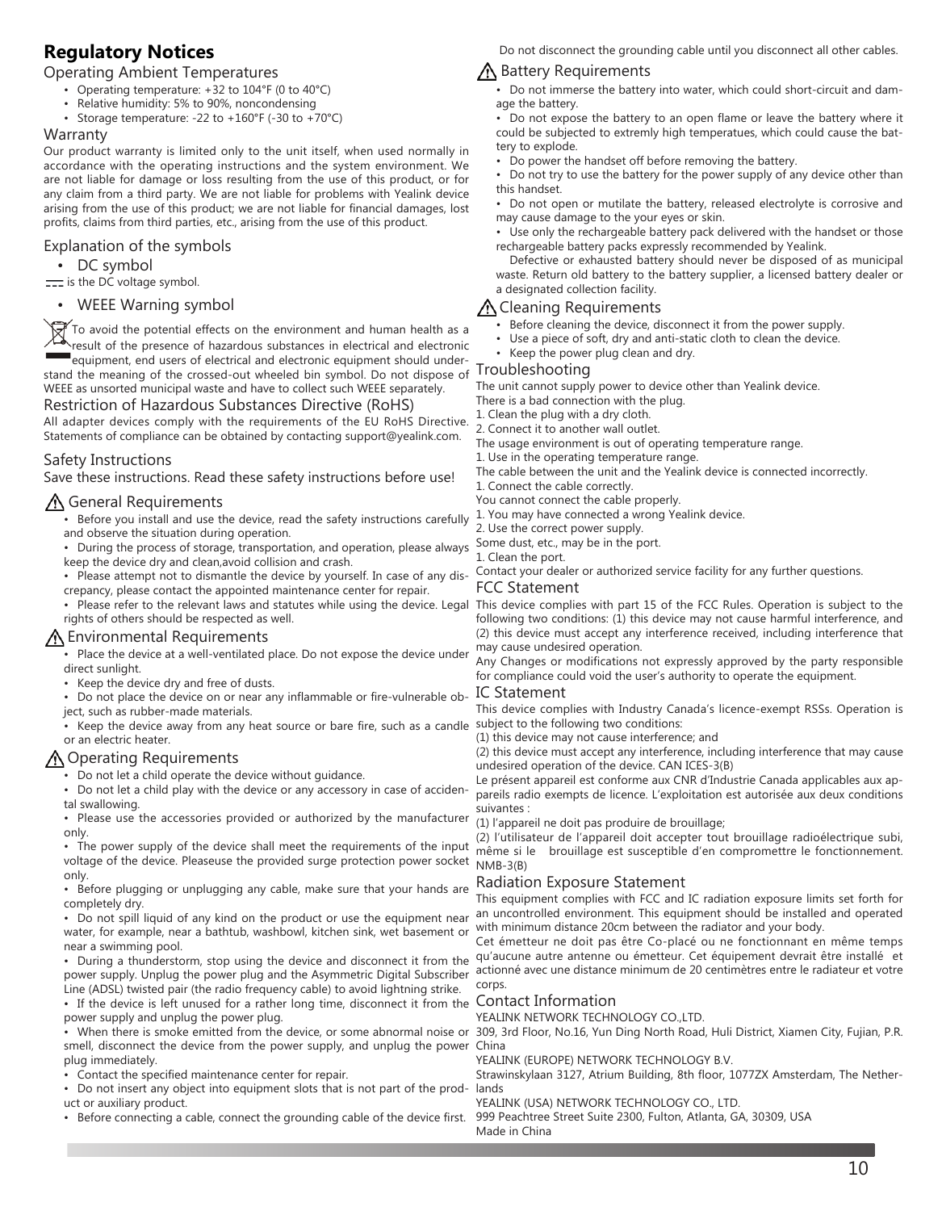# Regulatory Notices

## Operating Ambient Temperatures

- Operating temperature: +32 to 104°F (0 to 40°C)
- Relative humidity: 5% to 90%, noncondensing
- Storage temperature: -22 to +160°F (-30 to +70°C)

## Warranty

Our product warranty is limited only to the unit itself, when used normally in accordance with the operating instructions and the system environment. We are not liable for damage or loss resulting from the use of this product, or for any claim from a third party. We are not liable for problems with Yealink device arising from the use of this product; we are not liable for financial damages, lost profits, claims from third parties, etc., arising from the use of this product.

## Explanation of the symbols

- DC symbol

⎓ is the DC voltage symbol.

- WEEE Warning symbol

To avoid the potential effects on the environment and human health as a result of the presence of hazardous substances in electrical and electronic equipment, end users of electrical and electronic equipment should understand the meaning of the crossed-out wheeled bin symbol. Do not dispose of WEEE as unsorted municipal waste and have to collect such WEEE separately.

## Restriction of Hazardous Substances Directive (RoHS)

All adapter devices comply with the requirements of the EU RoHS Directive. Statements of compliance can be obtained by contacting support@yealink.com.

## Safety Instructions

Save these instructions. Read these safety instructions before use!

### ⚠ General Requirements

- Before you install and use the device, read the safety instructions carefully and observe the situation during operation.
- During the process of storage, transportation, and operation, please always keep the device dry and clean,avoid collision and crash.
- Please attempt not to dismantle the device by yourself. In case of any discrepancy, please contact the appointed maintenance center for repair.
- Please refer to the relevant laws and statutes while using the device. Legal rights of others should be respected as well.

### ⚠ Environmental Requirements

- Place the device at a well-ventilated place. Do not expose the device under direct sunlight.
- Keep the device dry and free of dusts.
- Do not place the device on or near any inflammable or fire-vulnerable object, such as rubber-made materials.
- Keep the device away from any heat source or bare fire, such as a candle or an electric heater.

### ⚠ Operating Requirements

- Do not let a child operate the device without guidance.
- Do not let a child play with the device or any accessory in case of accidental swallowing.
- Please use the accessories provided or authorized by the manufacturer only.
- The power supply of the device shall meet the requirements of the input voltage of the device. Pleaseuse the provided surge protection power socket only.
- Before plugging or unplugging any cable, make sure that your hands are completely dry.
- Do not spill liquid of any kind on the product or use the equipment near water, for example, near a bathtub, washbowl, kitchen sink, wet basement or near a swimming pool.
- During a thunderstorm, stop using the device and disconnect it from the power supply. Unplug the power plug and the Asymmetric Digital Subscriber Line (ADSL) twisted pair (the radio frequency cable) to avoid lightning strike.
- If the device is left unused for a rather long time, disconnect it from the power supply and unplug the power plug.
- When there is smoke emitted from the device, or some abnormal noise or smell, disconnect the device from the power supply, and unplug the power plug immediately.
- Contact the specified maintenance center for repair.
- Do not insert any object into equipment slots that is not part of the product or auxiliary product.
- Before connecting a cable, connect the grounding cable of the device first. Do not disconnect the grounding cable until you disconnect all other cables.

### ⚠ Battery Requirements

- Do not immerse the battery into water, which could short-circuit and damage the battery.
- Do not expose the battery to an open flame or leave the battery where it could be subjected to extremly high temperatues, which could cause the battery to explode.
- Do power the handset off before removing the battery.
- Do not try to use the battery for the power supply of any device other than this handset.
- Do not open or mutilate the battery, released electrolyte is corrosive and may cause damage to the your eyes or skin.
- Use only the rechargeable battery pack delivered with the handset or those rechargeable battery packs expressly recommended by Yealink.

Defective or exhausted battery should never be disposed of as municipal waste. Return old battery to the battery supplier, a licensed battery dealer or a designated collection facility.

### ⚠ Cleaning Requirements

- Before cleaning the device, disconnect it from the power supply.
- Use a piece of soft, dry and anti-static cloth to clean the device.
- Keep the power plug clean and dry.

## Troubleshooting

The unit cannot supply power to device other than Yealink device.
There is a bad connection with the plug.
1. Clean the plug with a dry cloth.
2. Connect it to another wall outlet.

The usage environment is out of operating temperature range.
1. Use in the operating temperature range.

The cable between the unit and the Yealink device is connected incorrectly.
1. Connect the cable correctly.

You cannot connect the cable properly.
1. You may have connected a wrong Yealink device.
2. Use the correct power supply.

Some dust, etc., may be in the port.
1. Clean the port.

Contact your dealer or authorized service facility for any further questions.

## FCC Statement

This device complies with part 15 of the FCC Rules. Operation is subject to the following two conditions: (1) this device may not cause harmful interference, and (2) this device must accept any interference received, including interference that may cause undesired operation.

Any Changes or modifications not expressly approved by the party responsible for compliance could void the user's authority to operate the equipment.

## IC Statement

This device complies with Industry Canada's licence-exempt RSSs. Operation is subject to the following two conditions:

(1) this device may not cause interference; and

(2) this device must accept any interference, including interference that may cause undesired operation of the device. CAN ICES-3(B)

Le présent appareil est conforme aux CNR d'Industrie Canada applicables aux appareils radio exempts de licence. L'exploitation est autorisée aux deux conditions suivantes :

(1) l'appareil ne doit pas produire de brouillage;

(2) l'utilisateur de l'appareil doit accepter tout brouillage radioélectrique subi, même si le brouillage est susceptible d'en compromettre le fonctionnement. NMB-3(B)

## Radiation Exposure Statement

This equipment complies with FCC and IC radiation exposure limits set forth for an uncontrolled environment. This equipment should be installed and operated with minimum distance 20cm between the radiator and your body.

Cet émetteur ne doit pas être Co-placé ou ne fonctionnant en même temps qu'aucune autre antenne ou émetteur. Cet équipement devrait être installé et actionné avec une distance minimum de 20 centimètres entre le radiateur et votre corps.

## Contact Information

YEALINK NETWORK TECHNOLOGY CO.,LTD.
309, 3rd Floor, No.16, Yun Ding North Road, Huli District, Xiamen City, Fujian, P.R. China

YEALINK (EUROPE) NETWORK TECHNOLOGY B.V.
Strawinskylaan 3127, Atrium Building, 8th floor, 1077ZX Amsterdam, The Netherlands

YEALINK (USA) NETWORK TECHNOLOGY CO., LTD.
999 Peachtree Street Suite 2300, Fulton, Atlanta, GA, 30309, USA

Made in China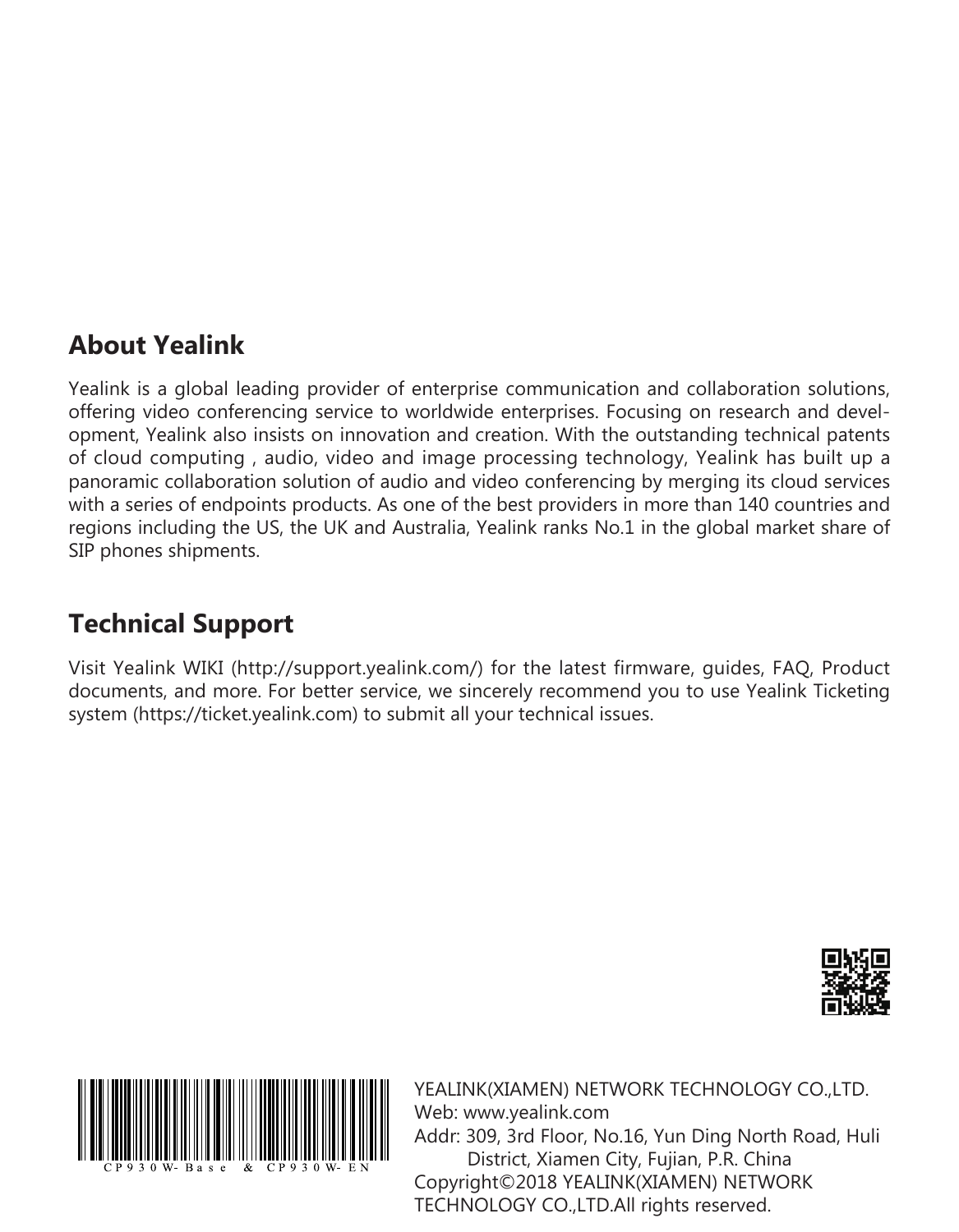## About Yealink

Yealink is a global leading provider of enterprise communication and collaboration solutions, offering video conferencing service to worldwide enterprises. Focusing on research and development, Yealink also insists on innovation and creation. With the outstanding technical patents of cloud computing , audio, video and image processing technology, Yealink has built up a panoramic collaboration solution of audio and video conferencing by merging its cloud services with a series of endpoints products. As one of the best providers in more than 140 countries and regions including the US, the UK and Australia, Yealink ranks No.1 in the global market share of SIP phones shipments.

## Technical Support

Visit Yealink WIKI (http://support.yealink.com/) for the latest firmware, guides, FAQ, Product documents, and more. For better service, we sincerely recommend you to use Yealink Ticketing system (https://ticket.yealink.com) to submit all your technical issues.

CP930W-Base & CP930W-EN

YEALINK(XIAMEN) NETWORK TECHNOLOGY CO.,LTD.
Web: www.yealink.com
Addr: 309, 3rd Floor, No.16, Yun Ding North Road, Huli District, Xiamen City, Fujian, P.R. China
Copyright©2018 YEALINK(XIAMEN) NETWORK TECHNOLOGY CO.,LTD.All rights reserved.